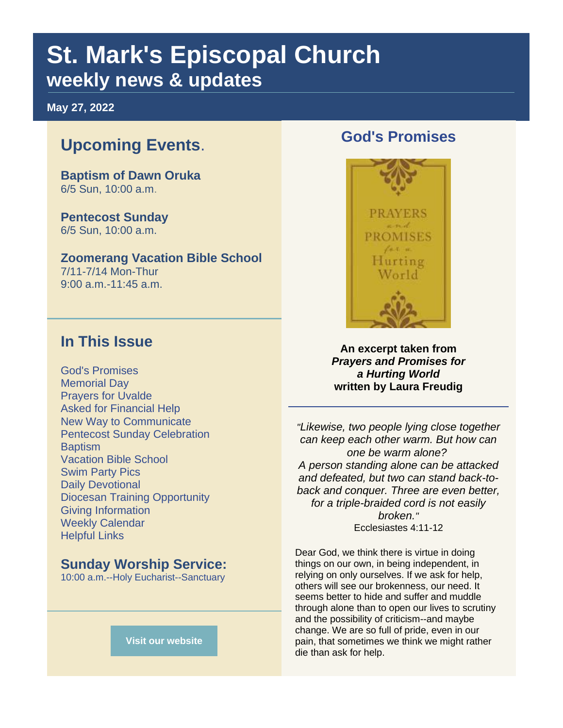# St. Mark's Episcopal Church
## weekly news & updates

**May 27, 2022**

## Upcoming Events.

**Baptism of Dawn Oruka**
6/5 Sun, 10:00 a.m.

**Pentecost Sunday**
6/5 Sun, 10:00 a.m.

**Zoomerang Vacation Bible School**
7/11-7/14 Mon-Thur
9:00 a.m.-11:45 a.m.

## In This Issue

- God's Promises
- Memorial Day
- Prayers for Uvalde
- Asked for Financial Help
- New Way to Communicate
- Pentecost Sunday Celebration
- Baptism
- Vacation Bible School
- Swim Party Pics
- Daily Devotional
- Diocesan Training Opportunity
- Giving Information
- Weekly Calendar
- Helpful Links

## Sunday Worship Service:

10:00 a.m.--Holy Eucharist--Sanctuary

Visit our website

## God's Promises

PRAYERS and PROMISES for a Hurting World

**An excerpt taken from *Prayers and Promises for a Hurting World* written by Laura Freudig**

*"Likewise, two people lying close together can keep each other warm. But how can one be warm alone? A person standing alone can be attacked and defeated, but two can stand back-to-back and conquer. Three are even better, for a triple-braided cord is not easily broken."*
Ecclesiastes 4:11-12

Dear God, we think there is virtue in doing things on our own, in being independent, in relying on only ourselves. If we ask for help, others will see our brokenness, our need. It seems better to hide and suffer and muddle through alone than to open our lives to scrutiny and the possibility of criticism--and maybe change. We are so full of pride, even in our pain, that sometimes we think we might rather die than ask for help.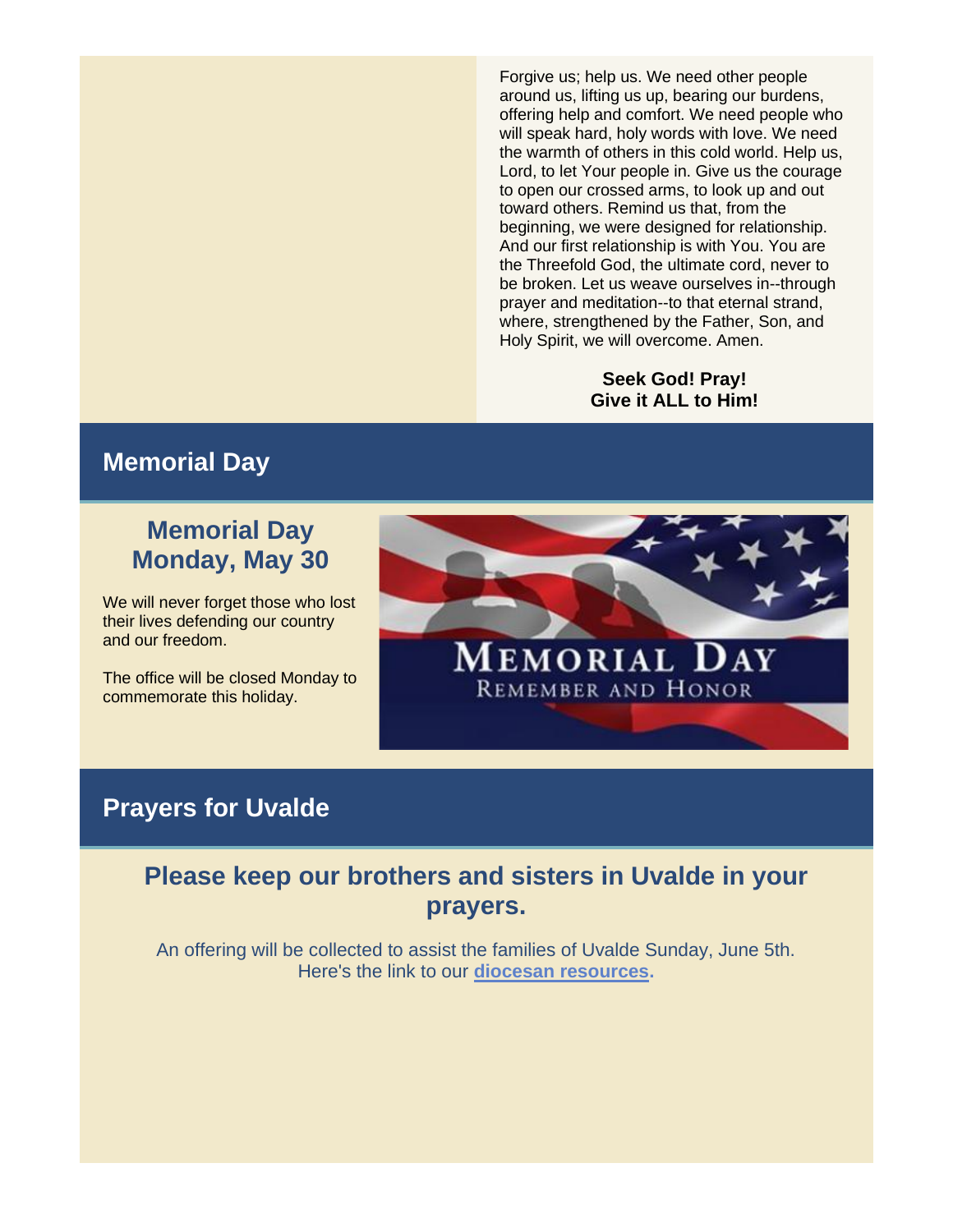Forgive us; help us. We need other people around us, lifting us up, bearing our burdens, offering help and comfort. We need people who will speak hard, holy words with love. We need the warmth of others in this cold world. Help us, Lord, to let Your people in. Give us the courage to open our crossed arms, to look up and out toward others. Remind us that, from the beginning, we were designed for relationship. And our first relationship is with You. You are the Threefold God, the ultimate cord, never to be broken. Let us weave ourselves in--through prayer and meditation--to that eternal strand, where, strengthened by the Father, Son, and Holy Spirit, we will overcome. Amen.

**Seek God! Pray!**
**Give it ALL to Him!**

## Memorial Day

### Memorial Day Monday, May 30

We will never forget those who lost their lives defending our country and our freedom.

The office will be closed Monday to commemorate this holiday.

## Prayers for Uvalde

### Please keep our brothers and sisters in Uvalde in your prayers.

An offering will be collected to assist the families of Uvalde Sunday, June 5th. Here's the link to our **diocesan resources**.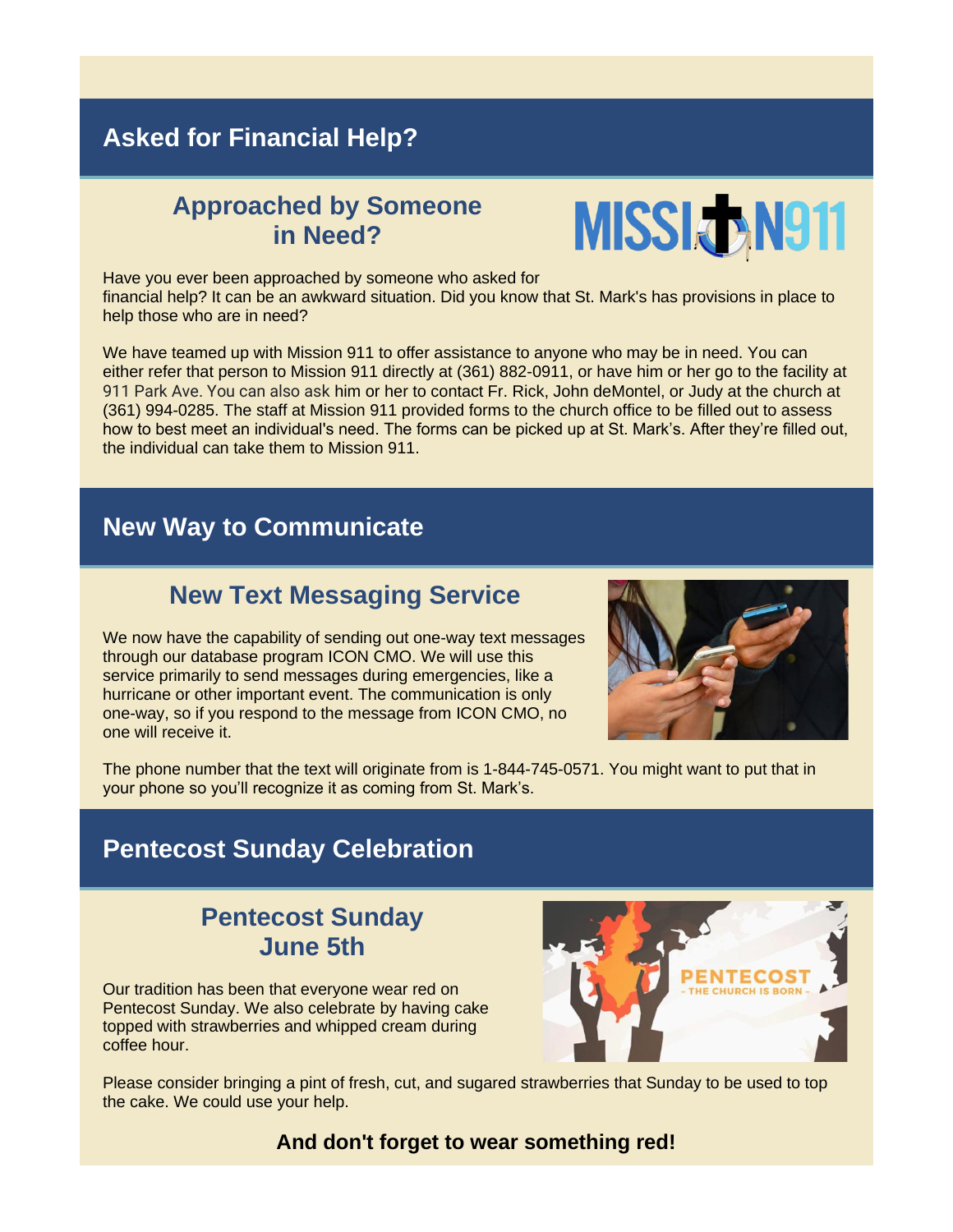## Asked for Financial Help?

### Approached by Someone in Need?

Have you ever been approached by someone who asked for financial help? It can be an awkward situation. Did you know that St. Mark's has provisions in place to help those who are in need?

We have teamed up with Mission 911 to offer assistance to anyone who may be in need. You can either refer that person to Mission 911 directly at (361) 882-0911, or have him or her go to the facility at 911 Park Ave. You can also ask him or her to contact Fr. Rick, John deMontel, or Judy at the church at (361) 994-0285. The staff at Mission 911 provided forms to the church office to be filled out to assess how to best meet an individual's need. The forms can be picked up at St. Mark's. After they're filled out, the individual can take them to Mission 911.

## New Way to Communicate

### New Text Messaging Service

We now have the capability of sending out one-way text messages through our database program ICON CMO. We will use this service primarily to send messages during emergencies, like a hurricane or other important event. The communication is only one-way, so if you respond to the message from ICON CMO, no one will receive it.

The phone number that the text will originate from is 1-844-745-0571. You might want to put that in your phone so you'll recognize it as coming from St. Mark's.

## Pentecost Sunday Celebration

### Pentecost Sunday June 5th

Our tradition has been that everyone wear red on Pentecost Sunday. We also celebrate by having cake topped with strawberries and whipped cream during coffee hour.

Please consider bringing a pint of fresh, cut, and sugared strawberries that Sunday to be used to top the cake. We could use your help.

**And don't forget to wear something red!**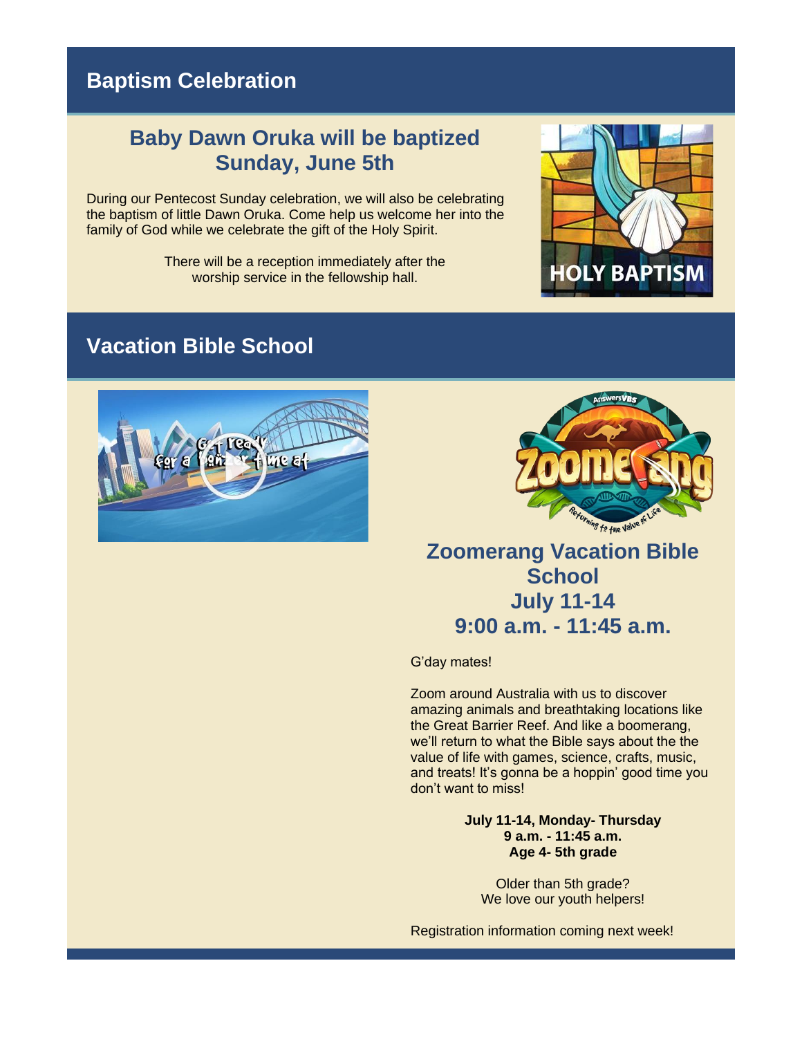## Baptism Celebration

### Baby Dawn Oruka will be baptized Sunday, June 5th

During our Pentecost Sunday celebration, we will also be celebrating the baptism of little Dawn Oruka. Come help us welcome her into the family of God while we celebrate the gift of the Holy Spirit.

There will be a reception immediately after the worship service in the fellowship hall.

## Vacation Bible School

### Zoomerang Vacation Bible School July 11-14 9:00 a.m. - 11:45 a.m.

G'day mates!

Zoom around Australia with us to discover amazing animals and breathtaking locations like the Great Barrier Reef. And like a boomerang, we'll return to what the Bible says about the the value of life with games, science, crafts, music, and treats! It's gonna be a hoppin' good time you don't want to miss!

**July 11-14, Monday- Thursday**
**9 a.m. - 11:45 a.m.**
**Age 4- 5th grade**

Older than 5th grade?
We love our youth helpers!

Registration information coming next week!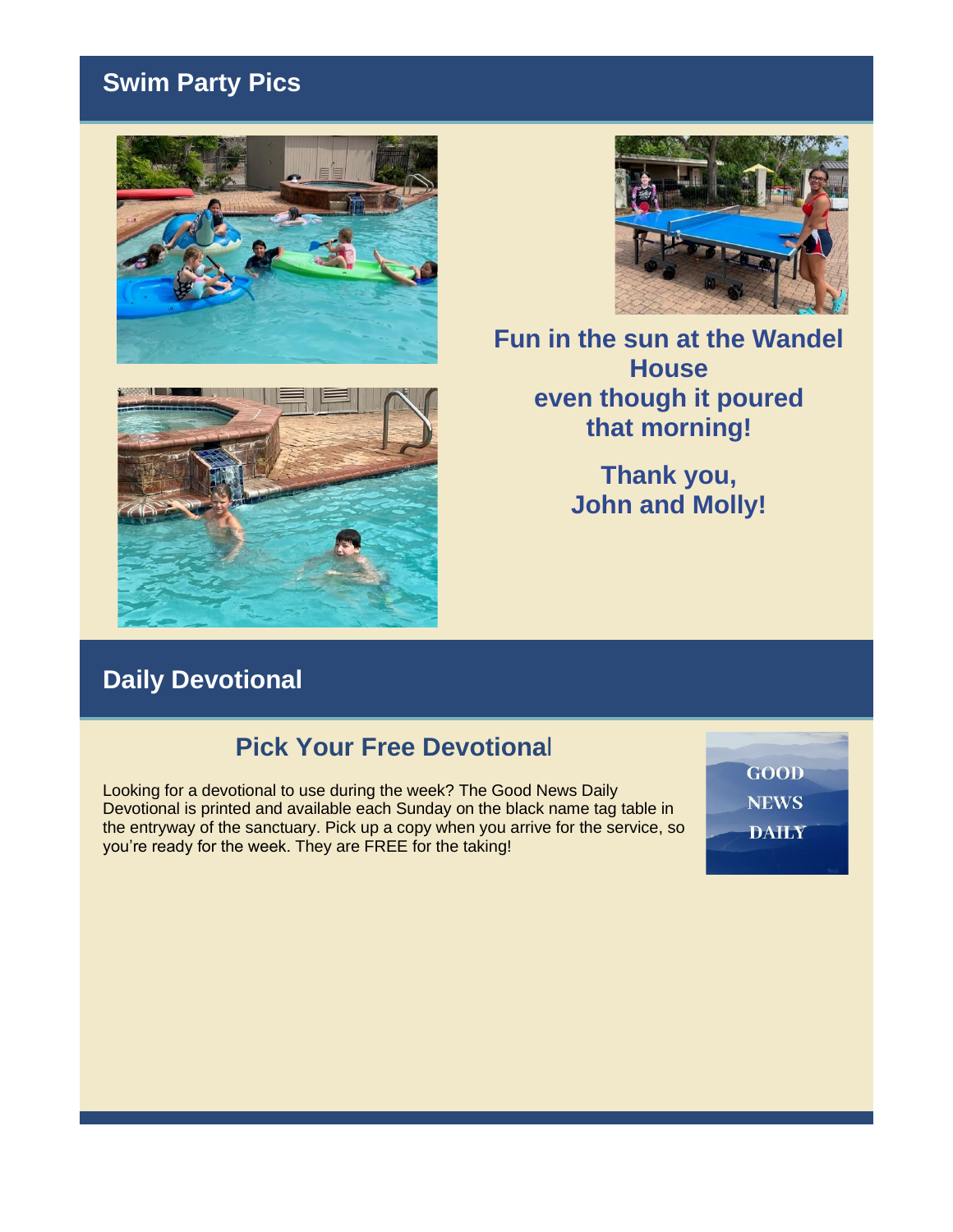## Swim Party Pics

**Fun in the sun at the Wandel House even though it poured that morning!**

**Thank you, John and Molly!**

## Daily Devotional

### Pick Your Free Devotional

Looking for a devotional to use during the week? The Good News Daily Devotional is printed and available each Sunday on the black name tag table in the entryway of the sanctuary. Pick up a copy when you arrive for the service, so you're ready for the week. They are FREE for the taking!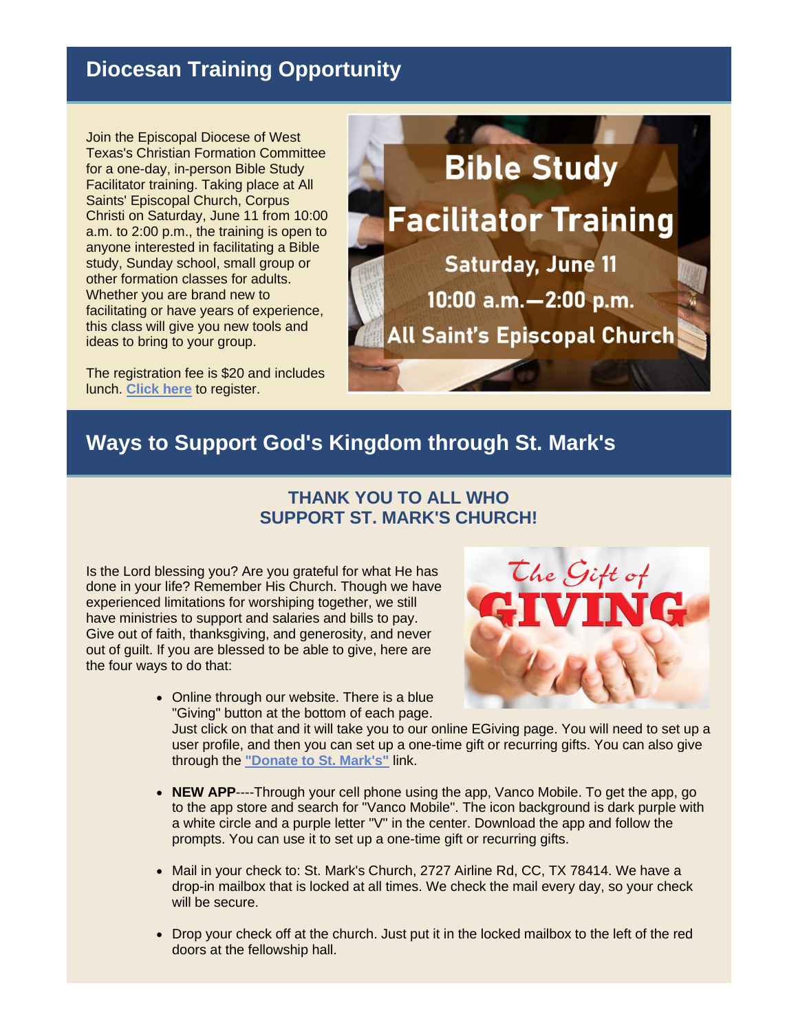## Diocesan Training Opportunity

Join the Episcopal Diocese of West Texas's Christian Formation Committee for a one-day, in-person Bible Study Facilitator training. Taking place at All Saints' Episcopal Church, Corpus Christi on Saturday, June 11 from 10:00 a.m. to 2:00 p.m., the training is open to anyone interested in facilitating a Bible study, Sunday school, small group or other formation classes for adults. Whether you are brand new to facilitating or have years of experience, this class will give you new tools and ideas to bring to your group.

The registration fee is $20 and includes lunch. **Click here** to register.

Bible Study Facilitator Training

Saturday, June 11

10:00 a.m.—2:00 p.m.

All Saint's Episcopal Church

## Ways to Support God's Kingdom through St. Mark's

### THANK YOU TO ALL WHO SUPPORT ST. MARK'S CHURCH!

Is the Lord blessing you? Are you grateful for what He has done in your life? Remember His Church. Though we have experienced limitations for worshiping together, we still have ministries to support and salaries and bills to pay. Give out of faith, thanksgiving, and generosity, and never out of guilt. If you are blessed to be able to give, here are the four ways to do that:

The Gift of GIVING

- Online through our website. There is a blue "Giving" button at the bottom of each page. Just click on that and it will take you to our online EGiving page. You will need to set up a user profile, and then you can set up a one-time gift or recurring gifts. You can also give through the **"Donate to St. Mark's"** link.
- **NEW APP**----Through your cell phone using the app, Vanco Mobile. To get the app, go to the app store and search for "Vanco Mobile". The icon background is dark purple with a white circle and a purple letter "V" in the center. Download the app and follow the prompts. You can use it to set up a one-time gift or recurring gifts.
- Mail in your check to: St. Mark's Church, 2727 Airline Rd, CC, TX 78414. We have a drop-in mailbox that is locked at all times. We check the mail every day, so your check will be secure.
- Drop your check off at the church. Just put it in the locked mailbox to the left of the red doors at the fellowship hall.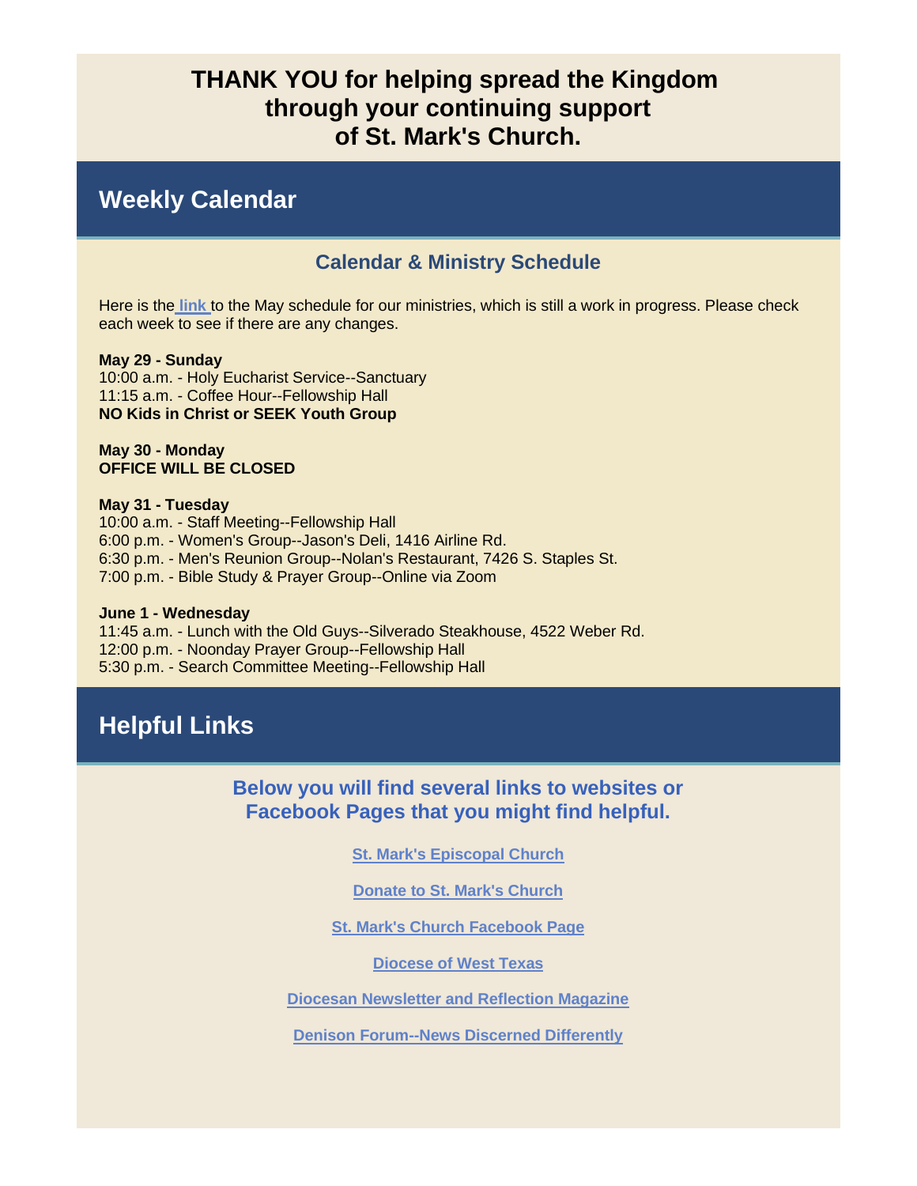## THANK YOU for helping spread the Kingdom through your continuing support of St. Mark's Church.

## Weekly Calendar

### Calendar & Ministry Schedule

Here is the link to the May schedule for our ministries, which is still a work in progress. Please check each week to see if there are any changes.

**May 29 - Sunday**
10:00 a.m. - Holy Eucharist Service--Sanctuary
11:15 a.m. - Coffee Hour--Fellowship Hall
**NO Kids in Christ or SEEK Youth Group**

**May 30 - Monday**
**OFFICE WILL BE CLOSED**

**May 31 - Tuesday**
10:00 a.m. - Staff Meeting--Fellowship Hall
6:00 p.m. - Women's Group--Jason's Deli, 1416 Airline Rd.
6:30 p.m. - Men's Reunion Group--Nolan's Restaurant, 7426 S. Staples St.
7:00 p.m. - Bible Study & Prayer Group--Online via Zoom

**June 1 - Wednesday**
11:45 a.m. - Lunch with the Old Guys--Silverado Steakhouse, 4522 Weber Rd.
12:00 p.m. - Noonday Prayer Group--Fellowship Hall
5:30 p.m. - Search Committee Meeting--Fellowship Hall

## Helpful Links

### Below you will find several links to websites or Facebook Pages that you might find helpful.

**St. Mark's Episcopal Church**

**Donate to St. Mark's Church**

**St. Mark's Church Facebook Page**

**Diocese of West Texas**

**Diocesan Newsletter and Reflection Magazine**

**Denison Forum--News Discerned Differently**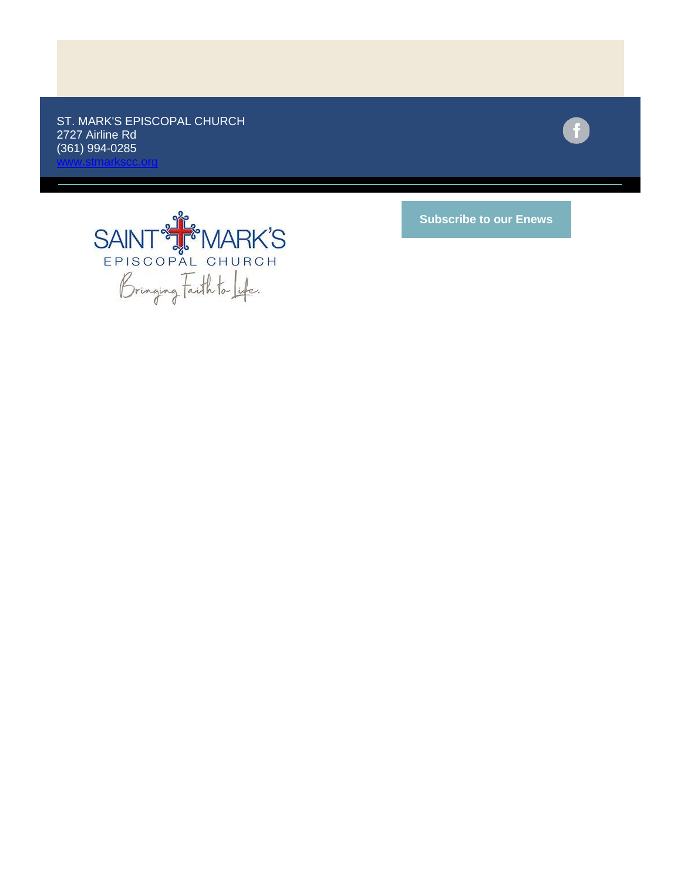ST. MARK'S EPISCOPAL CHURCH
2727 Airline Rd
(361) 994-0285
[www.stmarkscc.org](http://www.stmarkscc.org)

SAINT MARK'S
EPISCOPAL CHURCH
Bringing Faith to Life.

Subscribe to our Enews